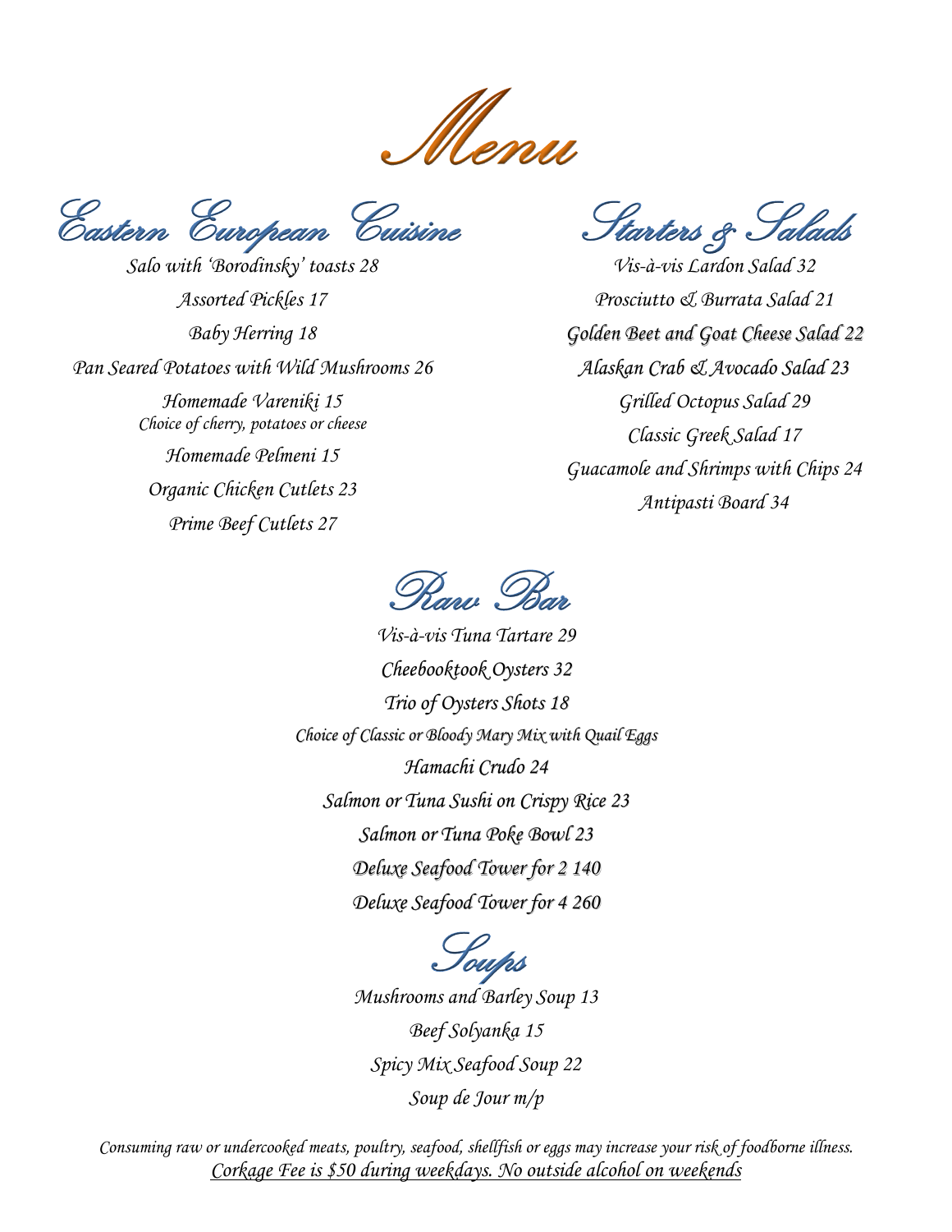# Menu

## Eastern European Cuisine

*Salo with 'Borodinsky' toasts 28*

*Assorted Pickles 17*

*Baby Herring 18*

*Pan Seared Potatoes with Wild Mushrooms 26*

*Homemade Vareniki 15*
*Choice of cherry, potatoes or cheese*

*Homemade Pelmeni 15*

*Organic Chicken Cutlets 23*

*Prime Beef Cutlets 27*

## Starters & Salads

*Vis-à-vis Lardon Salad 32*

*Prosciutto & Burrata Salad 21*

*Golden Beet and Goat Cheese Salad 22*

*Alaskan Crab & Avocado Salad 23*

*Grilled Octopus Salad 29*

*Classic Greek Salad 17*

*Guacamole and Shrimps with Chips 24*

*Antipasti Board 34*

## Raw Bar

*Vis-à-vis Tuna Tartare 29*

*Cheebooktook Oysters 32*

*Trio of Oysters Shots 18*
*Choice of Classic or Bloody Mary Mix with Quail Eggs*

*Hamachi Crudo 24*

*Salmon or Tuna Sushi on Crispy Rice 23*

*Salmon or Tuna Poke Bowl 23*

*Deluxe Seafood Tower for 2 140*

*Deluxe Seafood Tower for 4 260*

## Soups

*Mushrooms and Barley Soup 13*

*Beef Solyanka 15*

*Spicy Mix Seafood Soup 22*

*Soup de Jour m/p*

*Consuming raw or undercooked meats, poultry, seafood, shellfish or eggs may increase your risk of foodborne illness.*
*Corkage Fee is $50 during weekdays. No outside alcohol on weekends*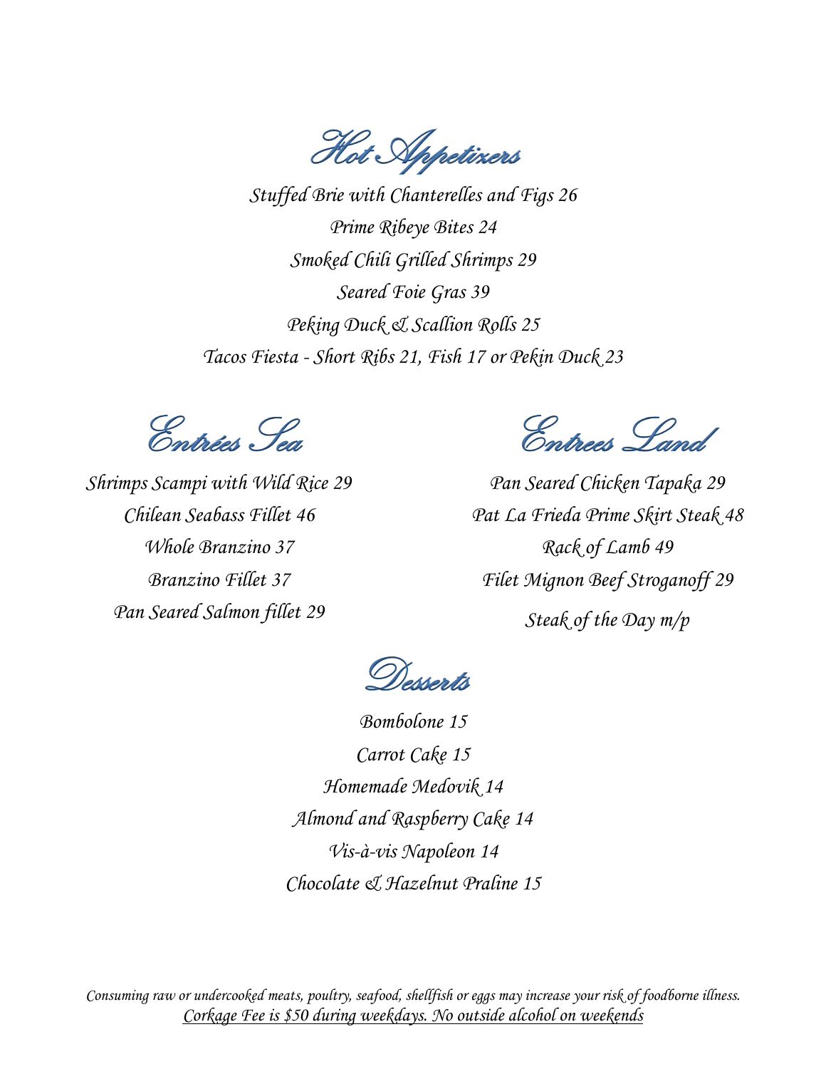## Hot Appetizers

Stuffed Brie with Chanterelles and Figs 26

Prime Ribeye Bites 24

Smoked Chili Grilled Shrimps 29

Seared Foie Gras 39

Peking Duck & Scallion Rolls 25

Tacos Fiesta - Short Ribs 21, Fish 17 or Pekin Duck 23

## Entrées Sea

Shrimps Scampi with Wild Rice 29

Chilean Seabass Fillet 46

Whole Branzino 37

Branzino Fillet 37

Pan Seared Salmon fillet 29

## Entrees Land

Pan Seared Chicken Tapaka 29

Pat La Frieda Prime Skirt Steak 48

Rack of Lamb 49

Filet Mignon Beef Stroganoff 29

Steak of the Day m/p

## Desserts

Bombolone 15

Carrot Cake 15

Homemade Medovik 14

Almond and Raspberry Cake 14

Vis-à-vis Napoleon 14

Chocolate & Hazelnut Praline 15

*Consuming raw or undercooked meats, poultry, seafood, shellfish or eggs may increase your risk of foodborne illness.*

*Corkage Fee is $50 during weekdays. No outside alcohol on weekends*